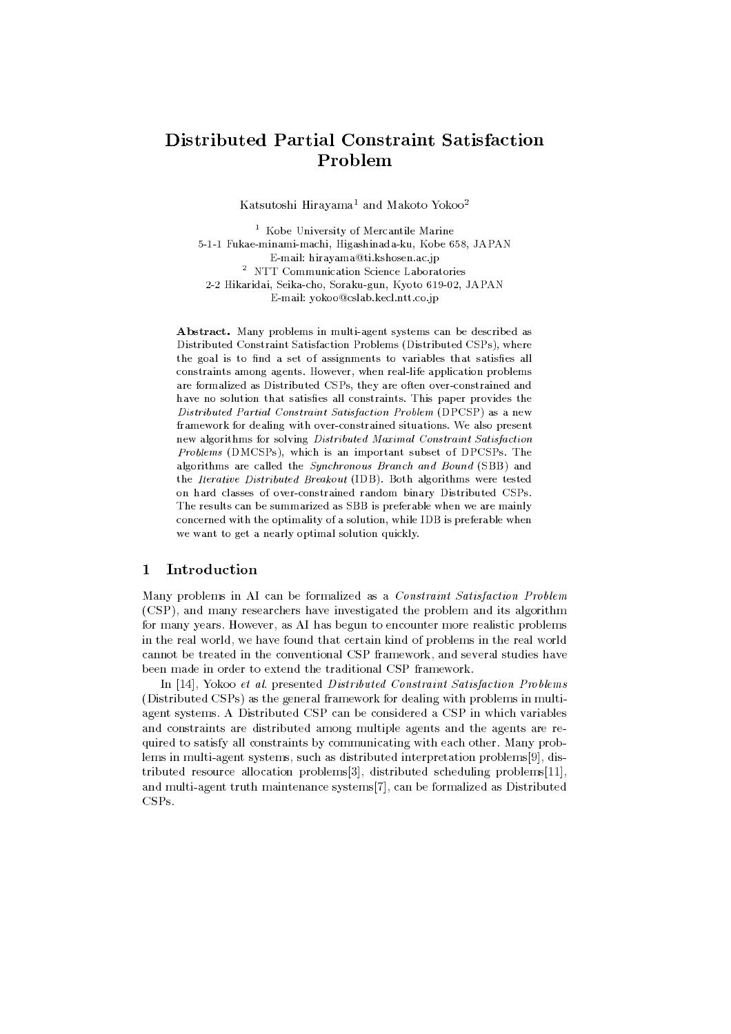# Distributed Partial Constraint Satisfaction Problem

Katsutoshi Hirayama[1] and Makoto Yokoo[2]

[1] Kobe University of Mercantile Marine
5-1-1 Fukae-minami-machi, Higashinada-ku, Kobe 658, JAPAN
E-mail: hirayama@ti.kshosen.ac.jp

[2] NTT Communication Science Laboratories
2-2 Hikaridai, Seika-cho, Soraku-gun, Kyoto 619-02, JAPAN
E-mail: yokoo@cslab.kecl.ntt.co.jp

**Abstract.** Many problems in multi-agent systems can be described as Distributed Constraint Satisfaction Problems (Distributed CSPs), where the goal is to find a set of assignments to variables that satisfies all constraints among agents. However, when real-life application problems are formalized as Distributed CSPs, they are often over-constrained and have no solution that satisfies all constraints. This paper provides the *Distributed Partial Constraint Satisfaction Problem* (DPCSP) as a new framework for dealing with over-constrained situations. We also present new algorithms for solving *Distributed Maximal Constraint Satisfaction Problems* (DMCSPs), which is an important subset of DPCSPs. The algorithms are called the *Synchronous Branch and Bound* (SBB) and the *Iterative Distributed Breakout* (IDB). Both algorithms were tested on hard classes of over-constrained random binary Distributed CSPs. The results can be summarized as SBB is preferable when we are mainly concerned with the optimality of a solution, while IDB is preferable when we want to get a nearly optimal solution quickly.

## 1 Introduction

Many problems in AI can be formalized as a *Constraint Satisfaction Problem* (CSP), and many researchers have investigated the problem and its algorithm for many years. However, as AI has begun to encounter more realistic problems in the real world, we have found that certain kind of problems in the real world cannot be treated in the conventional CSP framework, and several studies have been made in order to extend the traditional CSP framework.

In [14], Yokoo *et al.* presented *Distributed Constraint Satisfaction Problems* (Distributed CSPs) as the general framework for dealing with problems in multi-agent systems. A Distributed CSP can be considered a CSP in which variables and constraints are distributed among multiple agents and the agents are required to satisfy all constraints by communicating with each other. Many problems in multi-agent systems, such as distributed interpretation problems[9], distributed resource allocation problems[3], distributed scheduling problems[11], and multi-agent truth maintenance systems[7], can be formalized as Distributed CSPs.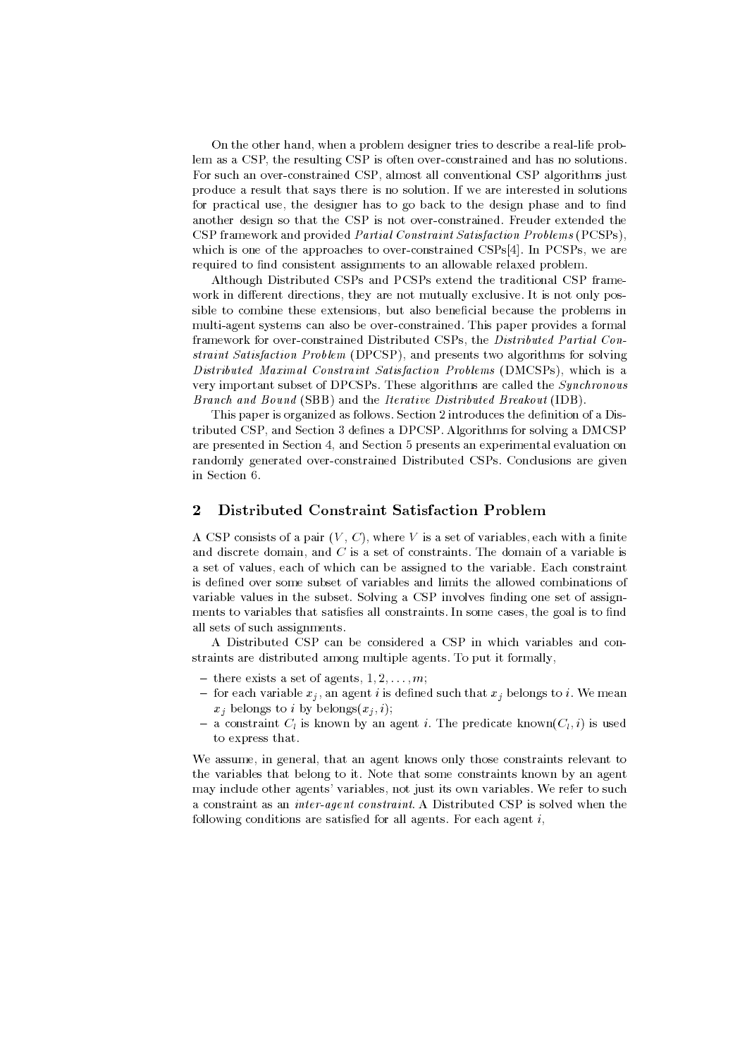On the other hand, when a problem designer tries to describe a real-life problem as a CSP, the resulting CSP is often over-constrained and has no solutions. For such an over-constrained CSP, almost all conventional CSP algorithms just produce a result that says there is no solution. If we are interested in solutions for practical use, the designer has to go back to the design phase and to find another design so that the CSP is not over-constrained. Freuder extended the CSP framework and provided *Partial Constraint Satisfaction Problems* (PCSPs), which is one of the approaches to over-constrained CSPs[4]. In PCSPs, we are required to find consistent assignments to an allowable relaxed problem.

Although Distributed CSPs and PCSPs extend the traditional CSP framework in different directions, they are not mutually exclusive. It is not only possible to combine these extensions, but also beneficial because the problems in multi-agent systems can also be over-constrained. This paper provides a formal framework for over-constrained Distributed CSPs, the *Distributed Partial Constraint Satisfaction Problem* (DPCSP), and presents two algorithms for solving *Distributed Maximal Constraint Satisfaction Problems* (DMCSPs), which is a very important subset of DPCSPs. These algorithms are called the *Synchronous Branch and Bound* (SBB) and the *Iterative Distributed Breakout* (IDB).

This paper is organized as follows. Section 2 introduces the definition of a Distributed CSP, and Section 3 defines a DPCSP. Algorithms for solving a DMCSP are presented in Section 4, and Section 5 presents an experimental evaluation on randomly generated over-constrained Distributed CSPs. Conclusions are given in Section 6.

## 2 Distributed Constraint Satisfaction Problem

A CSP consists of a pair $(V, C)$, where $V$ is a set of variables, each with a finite and discrete domain, and $C$ is a set of constraints. The domain of a variable is a set of values, each of which can be assigned to the variable. Each constraint is defined over some subset of variables and limits the allowed combinations of variable values in the subset. Solving a CSP involves finding one set of assignments to variables that satisfies all constraints. In some cases, the goal is to find all sets of such assignments.

A Distributed CSP can be considered a CSP in which variables and constraints are distributed among multiple agents. To put it formally,

- there exists a set of agents, $1, 2, \ldots, m$;
- for each variable $x_j$, an agent $i$ is defined such that $x_j$ belongs to $i$. We mean $x_j$ belongs to $i$ by belongs$(x_j, i)$;
- a constraint $C_l$ is known by an agent $i$. The predicate known$(C_l, i)$ is used to express that.

We assume, in general, that an agent knows only those constraints relevant to the variables that belong to it. Note that some constraints known by an agent may include other agents' variables, not just its own variables. We refer to such a constraint as an *inter-agent constraint*. A Distributed CSP is solved when the following conditions are satisfied for all agents. For each agent $i$,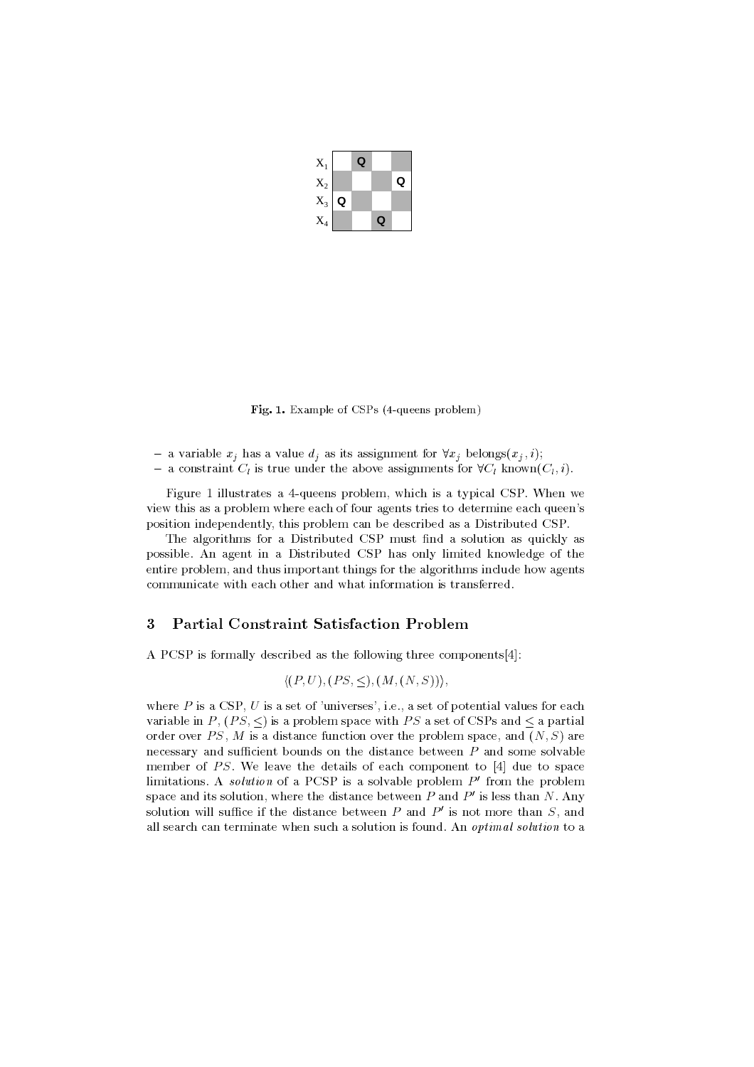Fig. 1. Example of CSPs (4-queens problem)

- a variable $x_j$ has a value $d_j$ as its assignment for $\forall x_j$ belongs$(x_j, i)$;
- a constraint $C_l$ is true under the above assignments for $\forall C_l$ known$(C_l, i)$.

Figure 1 illustrates a 4-queens problem, which is a typical CSP. When we view this as a problem where each of four agents tries to determine each queen's position independently, this problem can be described as a Distributed CSP.

The algorithms for a Distributed CSP must find a solution as quickly as possible. An agent in a Distributed CSP has only limited knowledge of the entire problem, and thus important things for the algorithms include how agents communicate with each other and what information is transferred.

## 3 Partial Constraint Satisfaction Problem

A PCSP is formally described as the following three components[4]:

$$\langle (P, U), (PS, \leq), (M, (N, S)) \rangle,$$

where $P$ is a CSP, $U$ is a set of 'universes', i.e., a set of potential values for each variable in $P$, $(PS, \leq)$ is a problem space with $PS$ a set of CSPs and $\leq$ a partial order over $PS$, $M$ is a distance function over the problem space, and $(N, S)$ are necessary and sufficient bounds on the distance between $P$ and some solvable member of $PS$. We leave the details of each component to [4] due to space limitations. A *solution* of a PCSP is a solvable problem $P'$ from the problem space and its solution, where the distance between $P$ and $P'$ is less than $N$. Any solution will suffice if the distance between $P$ and $P'$ is not more than $S$, and all search can terminate when such a solution is found. An *optimal solution* to a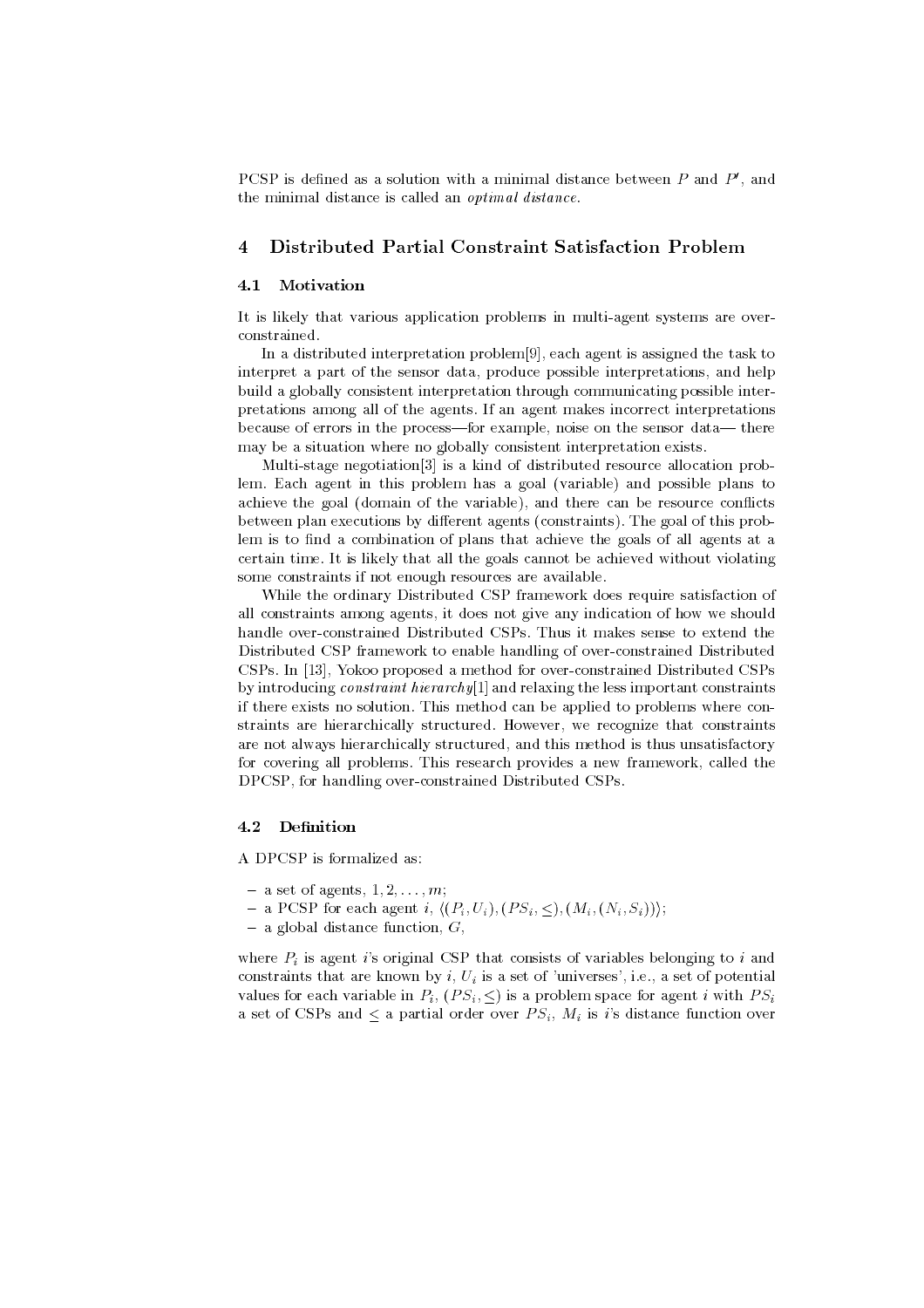PCSP is defined as a solution with a minimal distance between $P$ and $P'$, and the minimal distance is called an *optimal distance*.

## 4 Distributed Partial Constraint Satisfaction Problem

### 4.1 Motivation

It is likely that various application problems in multi-agent systems are over-constrained.

In a distributed interpretation problem[9], each agent is assigned the task to interpret a part of the sensor data, produce possible interpretations, and help build a globally consistent interpretation through communicating possible interpretations among all of the agents. If an agent makes incorrect interpretations because of errors in the process—for example, noise on the sensor data— there may be a situation where no globally consistent interpretation exists.

Multi-stage negotiation[3] is a kind of distributed resource allocation problem. Each agent in this problem has a goal (variable) and possible plans to achieve the goal (domain of the variable), and there can be resource conflicts between plan executions by different agents (constraints). The goal of this problem is to find a combination of plans that achieve the goals of all agents at a certain time. It is likely that all the goals cannot be achieved without violating some constraints if not enough resources are available.

While the ordinary Distributed CSP framework does require satisfaction of all constraints among agents, it does not give any indication of how we should handle over-constrained Distributed CSPs. Thus it makes sense to extend the Distributed CSP framework to enable handling of over-constrained Distributed CSPs. In [13], Yokoo proposed a method for over-constrained Distributed CSPs by introducing *constraint hierarchy*[1] and relaxing the less important constraints if there exists no solution. This method can be applied to problems where constraints are hierarchically structured. However, we recognize that constraints are not always hierarchically structured, and this method is thus unsatisfactory for covering all problems. This research provides a new framework, called the DPCSP, for handling over-constrained Distributed CSPs.

### 4.2 Definition

A DPCSP is formalized as:

- a set of agents, $1, 2, \ldots, m$;
- a PCSP for each agent $i$, $\langle (P_i, U_i), (PS_i, \leq), (M_i, (N_i, S_i)) \rangle$;
- a global distance function, $G$,

where $P_i$ is agent $i$'s original CSP that consists of variables belonging to $i$ and constraints that are known by $i$, $U_i$ is a set of 'universes', i.e., a set of potential values for each variable in $P_i$, $(PS_i, \leq)$ is a problem space for agent $i$ with $PS_i$ a set of CSPs and $\leq$ a partial order over $PS_i$, $M_i$ is $i$'s distance function over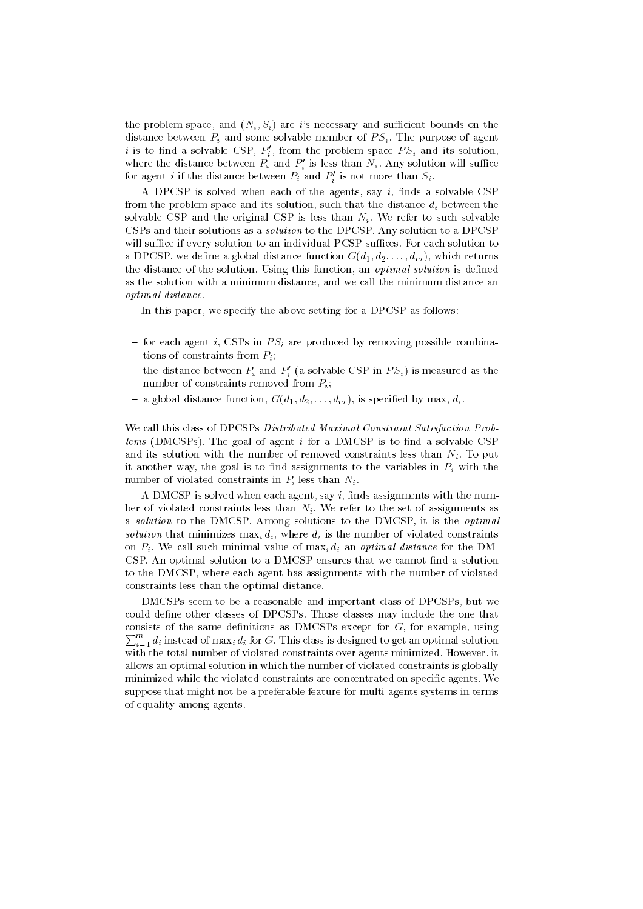the problem space, and $(N_i, S_i)$ are $i$'s necessary and sufficient bounds on the distance between $P_i$ and some solvable member of $PS_i$. The purpose of agent $i$ is to find a solvable CSP, $P_i'$, from the problem space $PS_i$ and its solution, where the distance between $P_i$ and $P_i'$ is less than $N_i$. Any solution will suffice for agent $i$ if the distance between $P_i$ and $P_i'$ is not more than $S_i$.

A DPCSP is solved when each of the agents, say $i$, finds a solvable CSP from the problem space and its solution, such that the distance $d_i$ between the solvable CSP and the original CSP is less than $N_i$. We refer to such solvable CSPs and their solutions as a *solution* to the DPCSP. Any solution to a DPCSP will suffice if every solution to an individual PCSP suffices. For each solution to a DPCSP, we define a global distance function $G(d_1, d_2, \ldots, d_m)$, which returns the distance of the solution. Using this function, an *optimal solution* is defined as the solution with a minimum distance, and we call the minimum distance an *optimal distance*.

In this paper, we specify the above setting for a DPCSP as follows:

- for each agent $i$, CSPs in $PS_i$ are produced by removing possible combinations of constraints from $P_i$;
- the distance between $P_i$ and $P_i'$ (a solvable CSP in $PS_i$) is measured as the number of constraints removed from $P_i$;
- a global distance function, $G(d_1, d_2, \ldots, d_m)$, is specified by $\max_i d_i$.

We call this class of DPCSPs *Distributed Maximal Constraint Satisfaction Problems* (DMCSPs). The goal of agent $i$ for a DMCSP is to find a solvable CSP and its solution with the number of removed constraints less than $N_i$. To put it another way, the goal is to find assignments to the variables in $P_i$ with the number of violated constraints in $P_i$ less than $N_i$.

A DMCSP is solved when each agent, say $i$, finds assignments with the number of violated constraints less than $N_i$. We refer to the set of assignments as a *solution* to the DMCSP. Among solutions to the DMCSP, it is the *optimal solution* that minimizes $\max_i d_i$, where $d_i$ is the number of violated constraints on $P_i$. We call such minimal value of $\max_i d_i$ an *optimal distance* for the DMCSP. An optimal solution to a DMCSP ensures that we cannot find a solution to the DMCSP, where each agent has assignments with the number of violated constraints less than the optimal distance.

DMCSPs seem to be a reasonable and important class of DPCSPs, but we could define other classes of DPCSPs. Those classes may include the one that consists of the same definitions as DMCSPs except for $G$, for example, using $\sum_{i=1}^{m} d_i$ instead of $\max_i d_i$ for $G$. This class is designed to get an optimal solution with the total number of violated constraints over agents minimized. However, it allows an optimal solution in which the number of violated constraints is globally minimized while the violated constraints are concentrated on specific agents. We suppose that might not be a preferable feature for multi-agents systems in terms of equality among agents.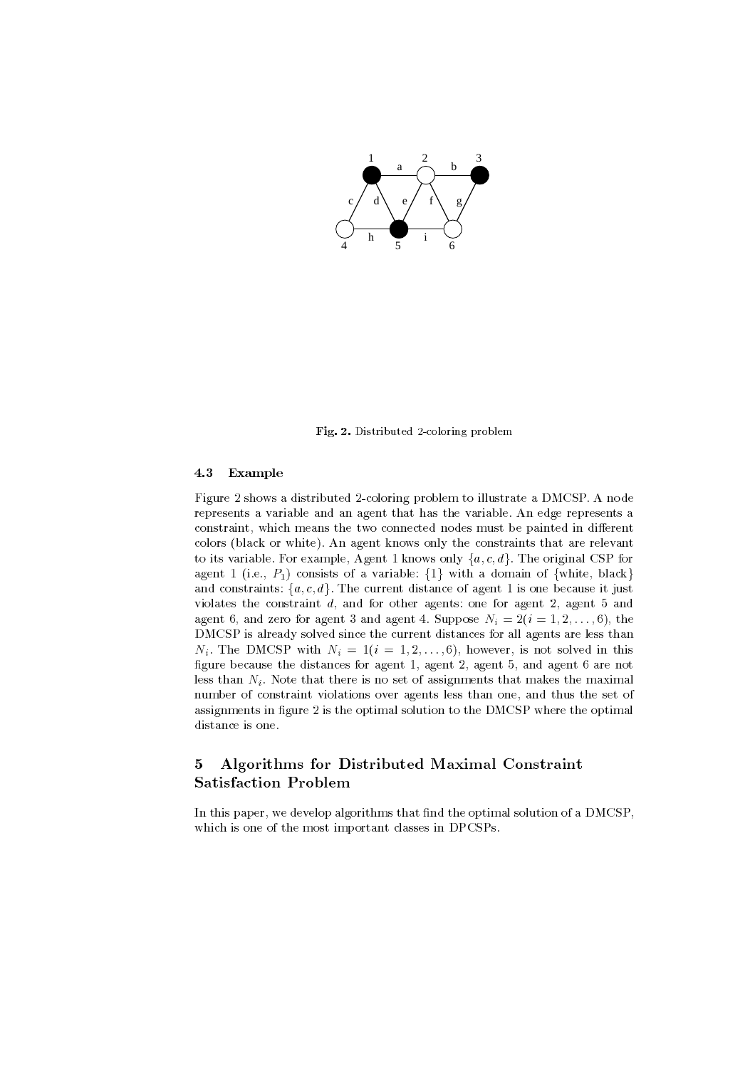Fig. 2. Distributed 2-coloring problem

### 4.3 Example

Figure 2 shows a distributed 2-coloring problem to illustrate a DMCSP. A node represents a variable and an agent that has the variable. An edge represents a constraint, which means the two connected nodes must be painted in different colors (black or white). An agent knows only the constraints that are relevant to its variable. For example, Agent 1 knows only $\{a, c, d\}$. The original CSP for agent 1 (i.e., $P_1$) consists of a variable: $\{1\}$ with a domain of {white, black} and constraints: $\{a, c, d\}$. The current distance of agent 1 is one because it just violates the constraint $d$, and for other agents: one for agent 2, agent 5 and agent 6, and zero for agent 3 and agent 4. Suppose $N_i = 2 (i = 1, 2, \ldots, 6)$, the DMCSP is already solved since the current distances for all agents are less than $N_i$. The DMCSP with $N_i = 1 (i = 1, 2, \ldots, 6)$, however, is not solved in this figure because the distances for agent 1, agent 2, agent 5, and agent 6 are not less than $N_i$. Note that there is no set of assignments that makes the maximal number of constraint violations over agents less than one, and thus the set of assignments in figure 2 is the optimal solution to the DMCSP where the optimal distance is one.

## 5 Algorithms for Distributed Maximal Constraint Satisfaction Problem

In this paper, we develop algorithms that find the optimal solution of a DMCSP, which is one of the most important classes in DPCSPs.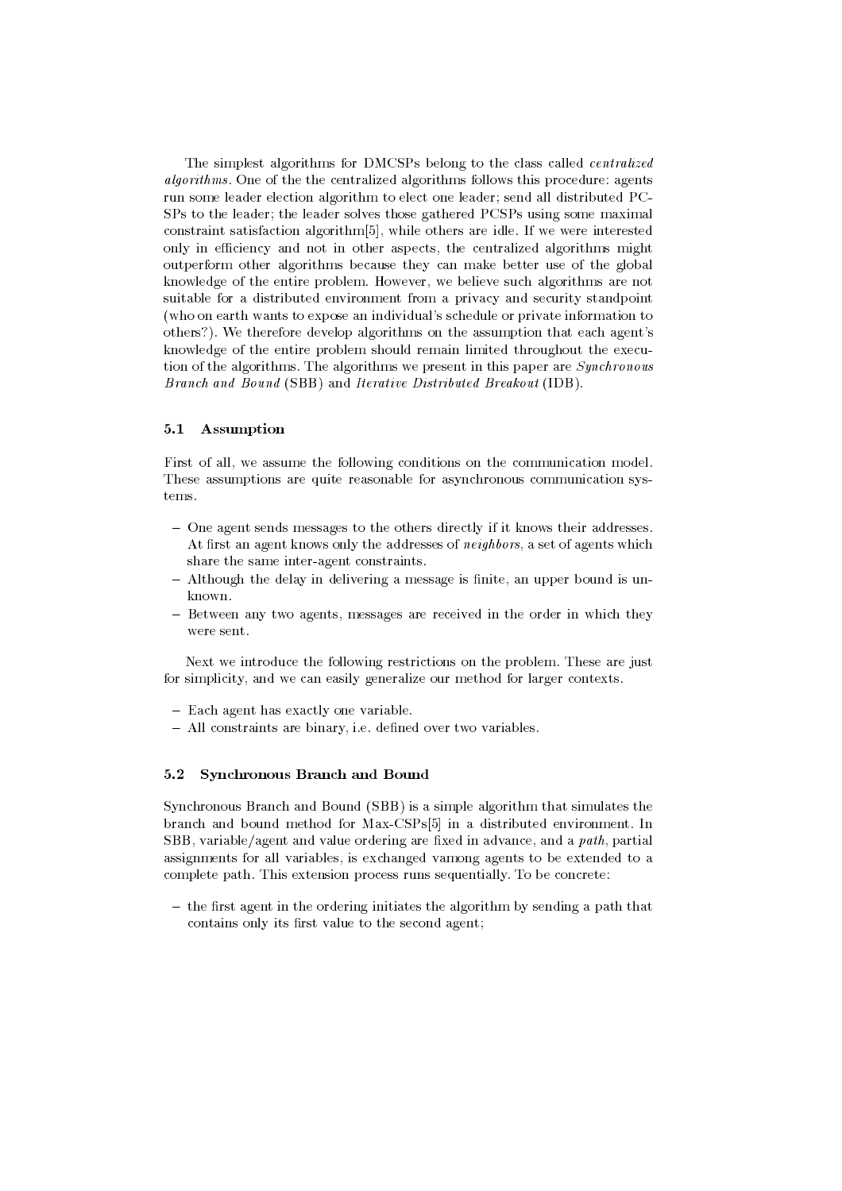The simplest algorithms for DMCSPs belong to the class called *centralized algorithms*. One of the the centralized algorithms follows this procedure: agents run some leader election algorithm to elect one leader; send all distributed PCSPs to the leader; the leader solves those gathered PCSPs using some maximal constraint satisfaction algorithm[5], while others are idle. If we were interested only in efficiency and not in other aspects, the centralized algorithms might outperform other algorithms because they can make better use of the global knowledge of the entire problem. However, we believe such algorithms are not suitable for a distributed environment from a privacy and security standpoint (who on earth wants to expose an individual's schedule or private information to others?). We therefore develop algorithms on the assumption that each agent's knowledge of the entire problem should remain limited throughout the execution of the algorithms. The algorithms we present in this paper are *Synchronous Branch and Bound* (SBB) and *Iterative Distributed Breakout* (IDB).

### 5.1 Assumption

First of all, we assume the following conditions on the communication model. These assumptions are quite reasonable for asynchronous communication systems.

- One agent sends messages to the others directly if it knows their addresses. At first an agent knows only the addresses of *neighbors*, a set of agents which share the same inter-agent constraints.
- Although the delay in delivering a message is finite, an upper bound is unknown.
- Between any two agents, messages are received in the order in which they were sent.

Next we introduce the following restrictions on the problem. These are just for simplicity, and we can easily generalize our method for larger contexts.

- Each agent has exactly one variable.
- All constraints are binary, i.e. defined over two variables.

### 5.2 Synchronous Branch and Bound

Synchronous Branch and Bound (SBB) is a simple algorithm that simulates the branch and bound method for Max-CSPs[5] in a distributed environment. In SBB, variable/agent and value ordering are fixed in advance, and a *path*, partial assignments for all variables, is exchanged vamong agents to be extended to a complete path. This extension process runs sequentially. To be concrete:

- the first agent in the ordering initiates the algorithm by sending a path that contains only its first value to the second agent;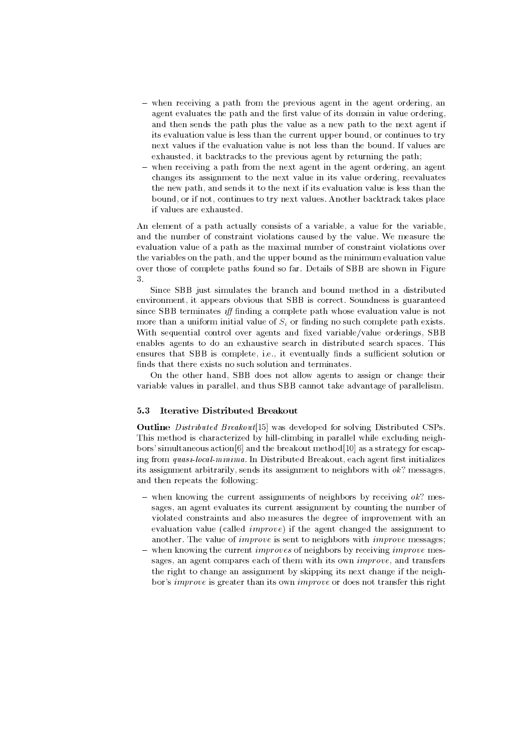- when receiving a path from the previous agent in the agent ordering, an agent evaluates the path and the first value of its domain in value ordering, and then sends the path plus the value as a new path to the next agent if its evaluation value is less than the current upper bound, or continues to try next values if the evaluation value is not less than the bound. If values are exhausted, it backtracks to the previous agent by returning the path;
- when receiving a path from the next agent in the agent ordering, an agent changes its assignment to the next value in its value ordering, reevaluates the new path, and sends it to the next if its evaluation value is less than the bound, or if not, continues to try next values. Another backtrack takes place if values are exhausted.

An element of a path actually consists of a variable, a value for the variable, and the number of constraint violations caused by the value. We measure the evaluation value of a path as the maximal number of constraint violations over the variables on the path, and the upper bound as the minimum evaluation value over those of complete paths found so far. Details of SBB are shown in Figure 3.

Since SBB just simulates the branch and bound method in a distributed environment, it appears obvious that SBB is correct. Soundness is guaranteed since SBB terminates *iff* finding a complete path whose evaluation value is not more than a uniform initial value of $S_i$ or finding no such complete path exists. With sequential control over agents and fixed variable/value orderings, SBB enables agents to do an exhaustive search in distributed search spaces. This ensures that SBB is complete, i.e., it eventually finds a sufficient solution or finds that there exists no such solution and terminates.

On the other hand, SBB does not allow agents to assign or change their variable values in parallel, and thus SBB cannot take advantage of parallelism.

### 5.3 Iterative Distributed Breakout

**Outline** *Distributed Breakout*[15] was developed for solving Distributed CSPs. This method is characterized by hill-climbing in parallel while excluding neighbors' simultaneous action[6] and the breakout method[10] as a strategy for escaping from *quasi-local-minima*. In Distributed Breakout, each agent first initializes its assignment arbitrarily, sends its assignment to neighbors with *ok*? messages, and then repeats the following:

- when knowing the current assignments of neighbors by receiving *ok*? messages, an agent evaluates its current assignment by counting the number of violated constraints and also measures the degree of improvement with an evaluation value (called *improve*) if the agent changed the assignment to another. The value of *improve* is sent to neighbors with *improve* messages;
- when knowing the current *improves* of neighbors by receiving *improve* messages, an agent compares each of them with its own *improve*, and transfers the right to change an assignment by skipping its next change if the neighbor's *improve* is greater than its own *improve* or does not transfer this right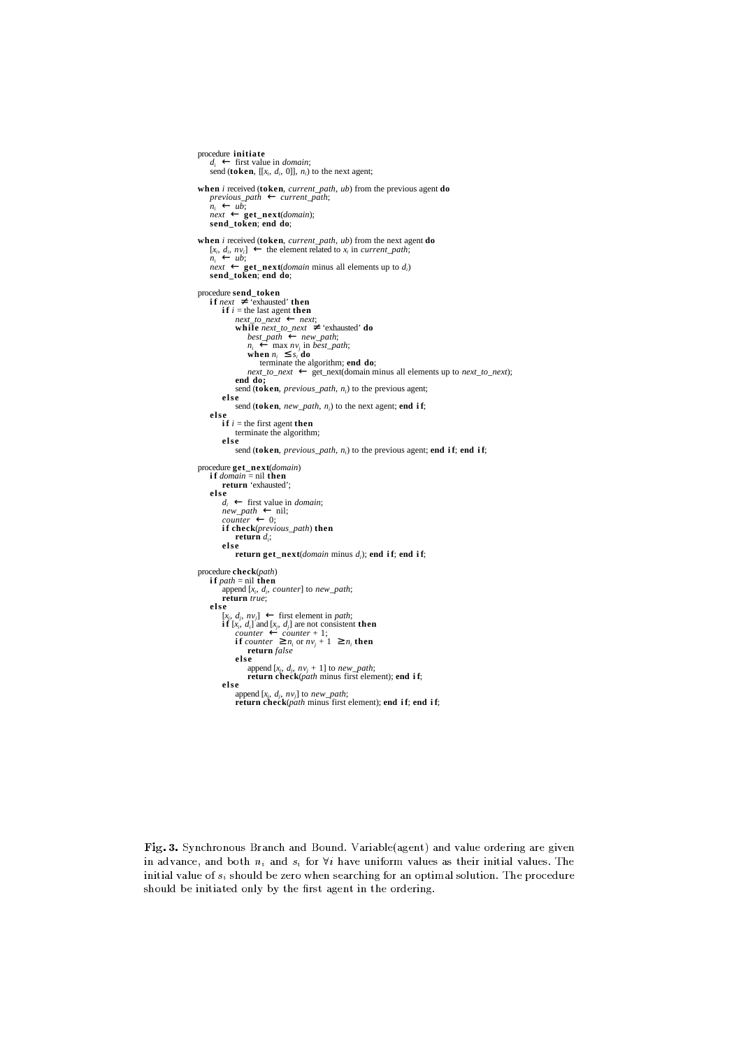```
procedure initiate
    d_i ← first value in domain;
    send (token, [[x_i, d_i, 0]], n_i) to the next agent;

when i received (token, current_path, ub) from the previous agent do
    previous_path ← current_path;
    n_i ← ub;
    next ← get_next(domain);
    send_token; end do;

when i received (token, current_path, ub) from the next agent do
    [x_i, d_i, nv_i] ← the element related to x_i in current_path;
    n_i ← ub;
    next ← get_next(domain minus all elements up to d_i)
    send_token; end do;

procedure send_token
    if next ≠ 'exhausted' then
        if i = the last agent then
            next_to_next ← next;
            while next_to_next ≠ 'exhausted' do
                best_path ← new_path;
                n_i ← max nv_j in best_path;
                when n_i ≤ s_i do
                    terminate the algorithm; end do;
                next_to_next ← get_next(domain minus all elements up to next_to_next);
            end do;
            send (token, previous_path, n_i) to the previous agent;
        else
            send (token, new_path, n_i) to the next agent; end if;
    else
        if i = the first agent then
            terminate the algorithm;
        else
            send (token, previous_path, n_i) to the previous agent; end if; end if;

procedure get_next(domain)
    if domain = nil then
        return 'exhausted';
    else
        d_i ← first value in domain;
        new_path ← nil;
        counter ← 0;
        if check(previous_path) then
            return d_i;
        else
            return get_next(domain minus d_i); end if; end if;

procedure check(path)
    if path = nil then
        append [x_i, d_i, counter] to new_path;
        return true;
    else
        [x_j, d_j, nv_j] ← first element in path;
        if [x_i, d_i] and [x_j, d_j] are not consistent then
            counter ← counter + 1;
            if counter ≥ n_i or nv_j + 1 ≥ n_i then
                return false
            else
                append [x_j, d_j, nv_j + 1] to new_path;
                return check(path minus first element); end if;
        else
            append [x_j, d_j, nv_j] to new_path;
            return check(path minus first element); end if; end if;
```

**Fig. 3.** Synchronous Branch and Bound. Variable(agent) and value ordering are given in advance, and both $n_i$ and $s_i$ for $\forall i$ have uniform values as their initial values. The initial value of $s_i$ should be zero when searching for an optimal solution. The procedure should be initiated only by the first agent in the ordering.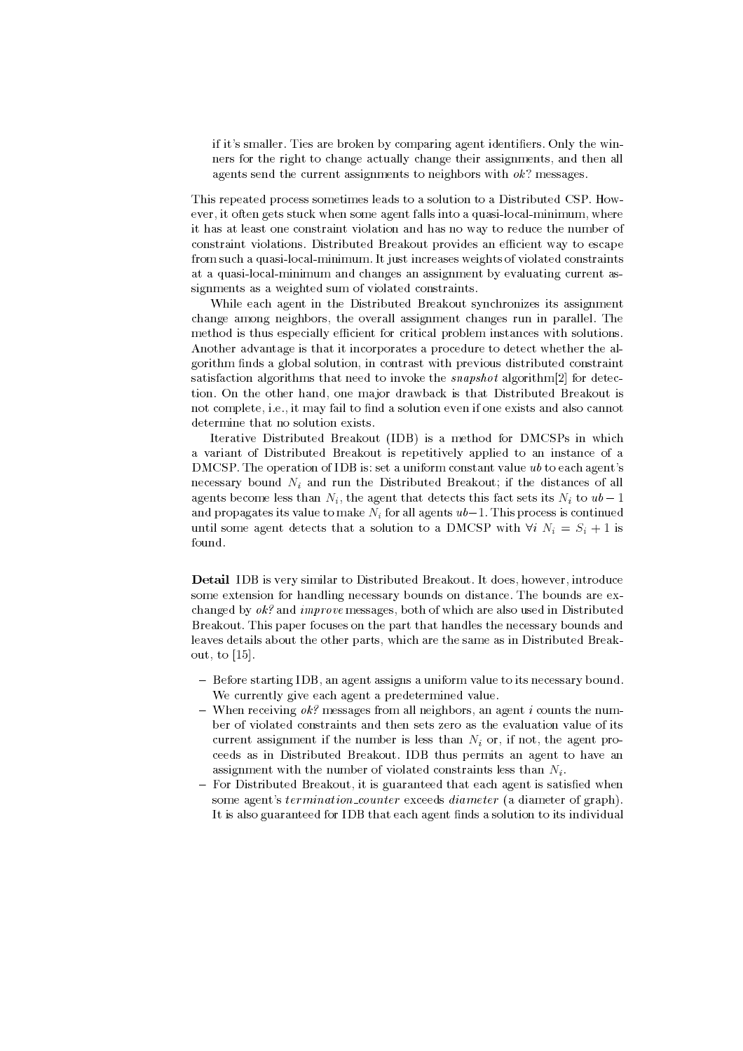if it's smaller. Ties are broken by comparing agent identifiers. Only the winners for the right to change actually change their assignments, and then all agents send the current assignments to neighbors with *ok?* messages.

This repeated process sometimes leads to a solution to a Distributed CSP. However, it often gets stuck when some agent falls into a quasi-local-minimum, where it has at least one constraint violation and has no way to reduce the number of constraint violations. Distributed Breakout provides an efficient way to escape from such a quasi-local-minimum. It just increases weights of violated constraints at a quasi-local-minimum and changes an assignment by evaluating current assignments as a weighted sum of violated constraints.

While each agent in the Distributed Breakout synchronizes its assignment change among neighbors, the overall assignment changes run in parallel. The method is thus especially efficient for critical problem instances with solutions. Another advantage is that it incorporates a procedure to detect whether the algorithm finds a global solution, in contrast with previous distributed constraint satisfaction algorithms that need to invoke the *snapshot* algorithm[2] for detection. On the other hand, one major drawback is that Distributed Breakout is not complete, i.e., it may fail to find a solution even if one exists and also cannot determine that no solution exists.

Iterative Distributed Breakout (IDB) is a method for DMCSPs in which a variant of Distributed Breakout is repetitively applied to an instance of a DMCSP. The operation of IDB is: set a uniform constant value $ub$ to each agent's necessary bound $N_i$ and run the Distributed Breakout; if the distances of all agents become less than $N_i$, the agent that detects this fact sets its $N_i$ to $ub-1$ and propagates its value to make $N_i$ for all agents $ub-1$. This process is continued until some agent detects that a solution to a DMCSP with $\forall i \; N_i = S_i + 1$ is found.

**Detail** IDB is very similar to Distributed Breakout. It does, however, introduce some extension for handling necessary bounds on distance. The bounds are exchanged by *ok?* and *improve* messages, both of which are also used in Distributed Breakout. This paper focuses on the part that handles the necessary bounds and leaves details about the other parts, which are the same as in Distributed Breakout, to [15].

- Before starting IDB, an agent assigns a uniform value to its necessary bound. We currently give each agent a predetermined value.
- When receiving *ok?* messages from all neighbors, an agent $i$ counts the number of violated constraints and then sets zero as the evaluation value of its current assignment if the number is less than $N_i$ or, if not, the agent proceeds as in Distributed Breakout. IDB thus permits an agent to have an assignment with the number of violated constraints less than $N_i$.
- For Distributed Breakout, it is guaranteed that each agent is satisfied when some agent's $termination\_counter$ exceeds $diameter$ (a diameter of graph). It is also guaranteed for IDB that each agent finds a solution to its individual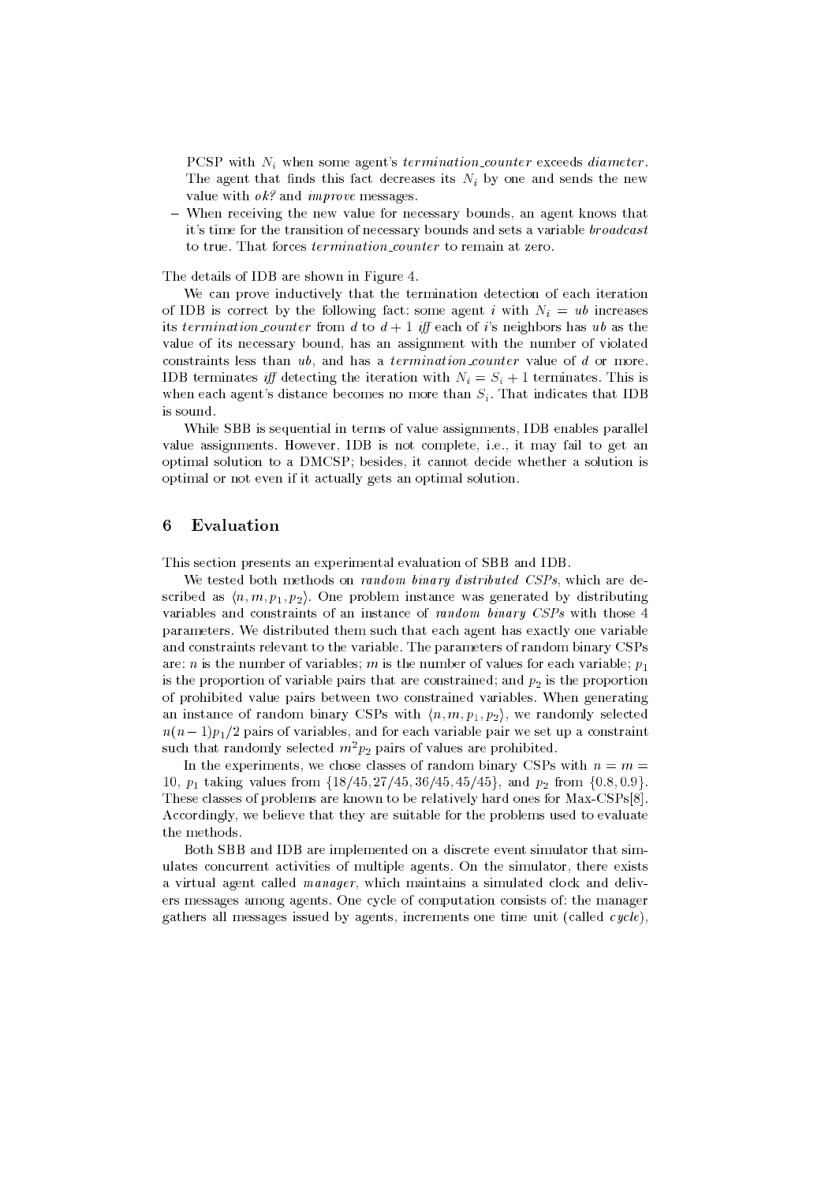PCSP with $N_i$ when some agent's *termination_counter* exceeds *diameter*. The agent that finds this fact decreases its $N_i$ by one and sends the new value with *ok?* and *improve* messages.

– When receiving the new value for necessary bounds, an agent knows that it's time for the transition of necessary bounds and sets a variable *broadcast* to true. That forces *termination_counter* to remain at zero.

The details of IDB are shown in Figure 4.

We can prove inductively that the termination detection of each iteration of IDB is correct by the following fact: some agent $i$ with $N_i = ub$ increases its *termination_counter* from $d$ to $d+1$ *iff* each of $i$'s neighbors has $ub$ as the value of its necessary bound, has an assignment with the number of violated constraints less than $ub$, and has a *termination_counter* value of $d$ or more. IDB terminates *iff* detecting the iteration with $N_i = S_i + 1$ terminates. This is when each agent's distance becomes no more than $S_i$. That indicates that IDB is sound.

While SBB is sequential in terms of value assignments, IDB enables parallel value assignments. However, IDB is not complete, i.e., it may fail to get an optimal solution to a DMCSP; besides, it cannot decide whether a solution is optimal or not even if it actually gets an optimal solution.

## 6 Evaluation

This section presents an experimental evaluation of SBB and IDB.

We tested both methods on *random binary distributed CSPs*, which are described as $\langle n, m, p_1, p_2 \rangle$. One problem instance was generated by distributing variables and constraints of an instance of *random binary CSPs* with those 4 parameters. We distributed them such that each agent has exactly one variable and constraints relevant to the variable. The parameters of random binary CSPs are: $n$ is the number of variables; $m$ is the number of values for each variable; $p_1$ is the proportion of variable pairs that are constrained; and $p_2$ is the proportion of prohibited value pairs between two constrained variables. When generating an instance of random binary CSPs with $\langle n, m, p_1, p_2 \rangle$, we randomly selected $n(n-1)p_1/2$ pairs of variables, and for each variable pair we set up a constraint such that randomly selected $m^2 p_2$ pairs of values are prohibited.

In the experiments, we chose classes of random binary CSPs with $n = m = 10$, $p_1$ taking values from $\{18/45, 27/45, 36/45, 45/45\}$, and $p_2$ from $\{0.8, 0.9\}$. These classes of problems are known to be relatively hard ones for Max-CSPs[8]. Accordingly, we believe that they are suitable for the problems used to evaluate the methods.

Both SBB and IDB are implemented on a discrete event simulator that simulates concurrent activities of multiple agents. On the simulator, there exists a virtual agent called *manager*, which maintains a simulated clock and delivers messages among agents. One cycle of computation consists of: the manager gathers all messages issued by agents, increments one time unit (called *cycle*),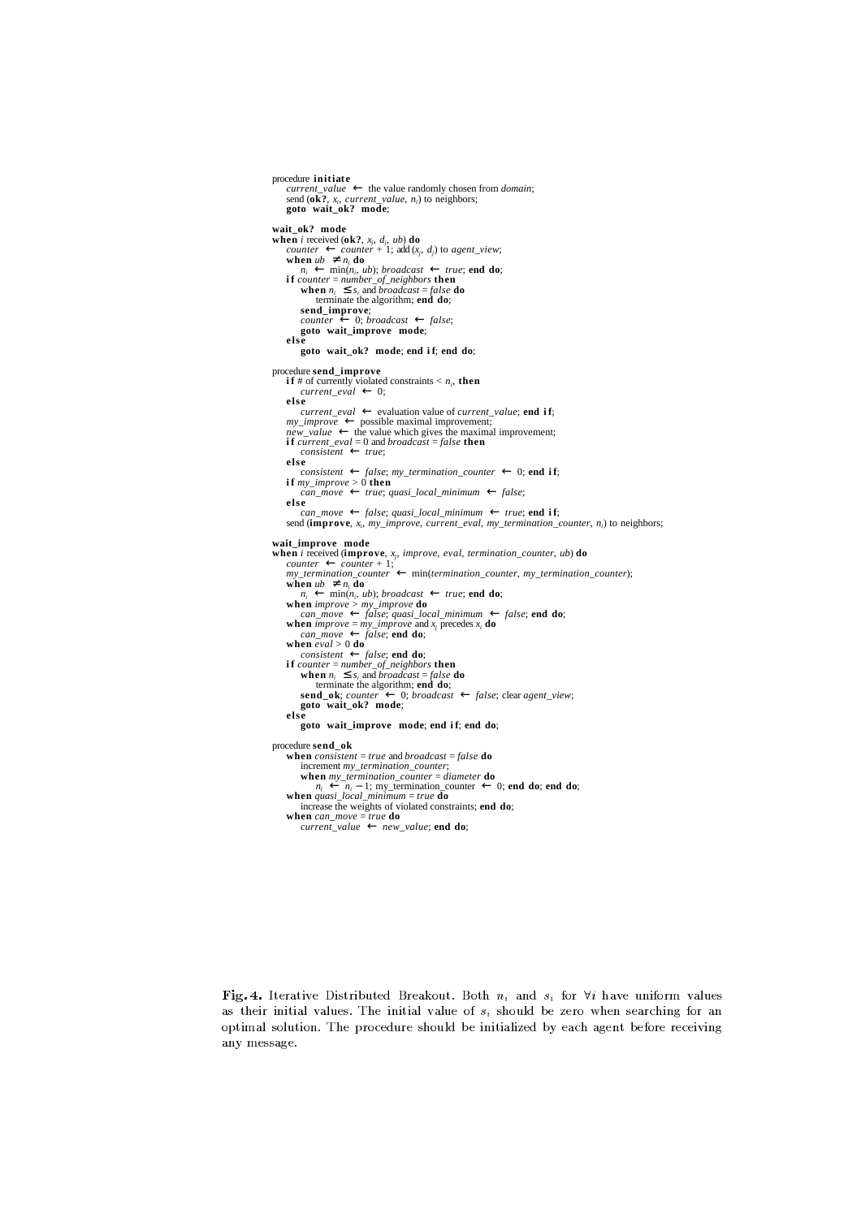```
procedure initiate
    current_value ← the value randomly chosen from domain;
    send (ok?, x_i, current_value, n_i) to neighbors;
    goto wait_ok? mode;

wait_ok? mode
when i received (ok?, x_j, d_j, ub) do
    counter ← counter + 1; add (x_j, d_j) to agent_view;
    when ub ≠ n_i do
        n_i ← min(n_i, ub); broadcast ← true; end do;
    if counter = number_of_neighbors then
        when n_i ≤ s_i and broadcast = false do
            terminate the algorithm; end do;
        send_improve;
        counter ← 0; broadcast ← false;
        goto wait_improve mode;
    else
        goto wait_ok? mode; end if; end do;

procedure send_improve
    if # of currently violated constraints < n_i, then
        current_eval ← 0;
    else
        current_eval ← evaluation value of current_value; end if;
    my_improve ← possible maximal improvement;
    new_value ← the value which gives the maximal improvement;
    if current_eval = 0 and broadcast = false then
        consistent ← true;
    else
        consistent ← false; my_termination_counter ← 0; end if;
    if my_improve > 0 then
        can_move ← true; quasi_local_minimum ← false;
    else
        can_move ← false; quasi_local_minimum ← true; end if;
    send (improve, x_i, my_improve, current_eval, my_termination_counter, n_i) to neighbors;

wait_improve mode
when i received (improve, x_j, improve, eval, termination_counter, ub) do
    counter ← counter + 1;
    my_termination_counter ← min(termination_counter, my_termination_counter);
    when ub ≠ n_i do
        n_i ← min(n_i, ub); broadcast ← true; end do;
    when improve > my_improve do
        can_move ← false; quasi_local_minimum ← false; end do;
    when improve = my_improve and x_j precedes x_i do
        can_move ← false; end do;
    when eval > 0 do
        consistent ← false; end do;
    if counter = number_of_neighbors then
        when n_i ≤ s_i and broadcast = false do
            terminate the algorithm; end do;
        send_ok; counter ← 0; broadcast ← false; clear agent_view;
        goto wait_ok? mode;
    else
        goto wait_improve mode; end if; end do;

procedure send_ok
    when consistent = true and broadcast = false do
        increment my_termination_counter;
        when my_termination_counter = diameter do
            n_i ← n_i − 1; my_termination_counter ← 0; end do; end do;
    when quasi_local_minimum = true do
        increase the weights of violated constraints; end do;
    when can_move = true do
        current_value ← new_value; end do;
```

**Fig. 4.** Iterative Distributed Breakout. Both $n_i$ and $s_i$ for $\forall i$ have uniform values as their initial values. The initial value of $s_i$ should be zero when searching for an optimal solution. The procedure should be initialized by each agent before receiving any message.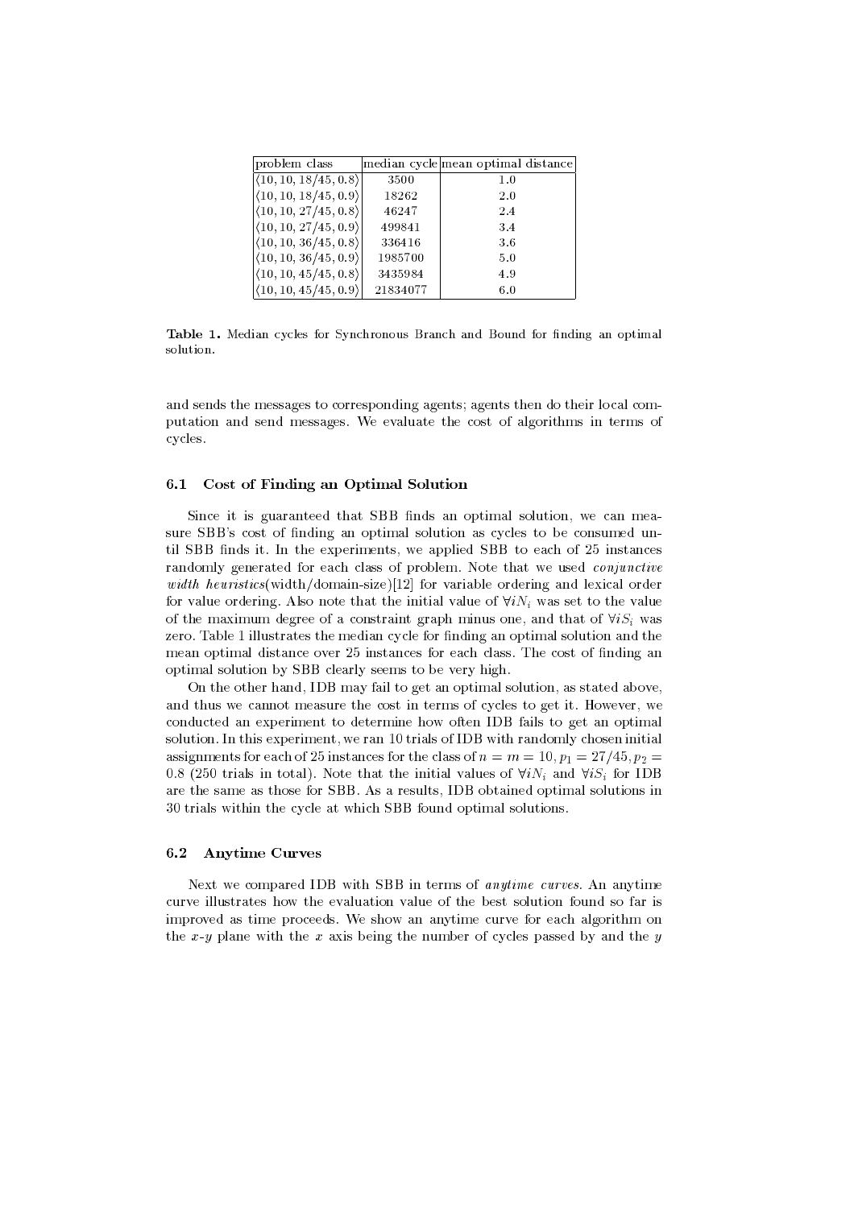| problem class | median cycle | mean optimal distance |
|---|---|---|
| $\langle 10, 10, 18/45, 0.8\rangle$ | 3500 | 1.0 |
| $\langle 10, 10, 18/45, 0.9\rangle$ | 18262 | 2.0 |
| $\langle 10, 10, 27/45, 0.8\rangle$ | 46247 | 2.4 |
| $\langle 10, 10, 27/45, 0.9\rangle$ | 499841 | 3.4 |
| $\langle 10, 10, 36/45, 0.8\rangle$ | 336416 | 3.6 |
| $\langle 10, 10, 36/45, 0.9\rangle$ | 1985700 | 5.0 |
| $\langle 10, 10, 45/45, 0.8\rangle$ | 3435984 | 4.9 |
| $\langle 10, 10, 45/45, 0.9\rangle$ | 21834077 | 6.0 |

**Table 1.** Median cycles for Synchronous Branch and Bound for finding an optimal solution.

and sends the messages to corresponding agents; agents then do their local computation and send messages. We evaluate the cost of algorithms in terms of cycles.

### 6.1 Cost of Finding an Optimal Solution

Since it is guaranteed that SBB finds an optimal solution, we can measure SBB's cost of finding an optimal solution as cycles to be consumed until SBB finds it. In the experiments, we applied SBB to each of 25 instances randomly generated for each class of problem. Note that we used *conjunctive width heuristics*(width/domain-size)[12] for variable ordering and lexical order for value ordering. Also note that the initial value of $\forall i N_i$ was set to the value of the maximum degree of a constraint graph minus one, and that of $\forall i S_i$ was zero. Table 1 illustrates the median cycle for finding an optimal solution and the mean optimal distance over 25 instances for each class. The cost of finding an optimal solution by SBB clearly seems to be very high.

On the other hand, IDB may fail to get an optimal solution, as stated above, and thus we cannot measure the cost in terms of cycles to get it. However, we conducted an experiment to determine how often IDB fails to get an optimal solution. In this experiment, we ran 10 trials of IDB with randomly chosen initial assignments for each of 25 instances for the class of $n = m = 10, p_1 = 27/45, p_2 = 0.8$ (250 trials in total). Note that the initial values of $\forall i N_i$ and $\forall i S_i$ for IDB are the same as those for SBB. As a results, IDB obtained optimal solutions in 30 trials within the cycle at which SBB found optimal solutions.

### 6.2 Anytime Curves

Next we compared IDB with SBB in terms of *anytime curves*. An anytime curve illustrates how the evaluation value of the best solution found so far is improved as time proceeds. We show an anytime curve for each algorithm on the $x$-$y$ plane with the $x$ axis being the number of cycles passed by and the $y$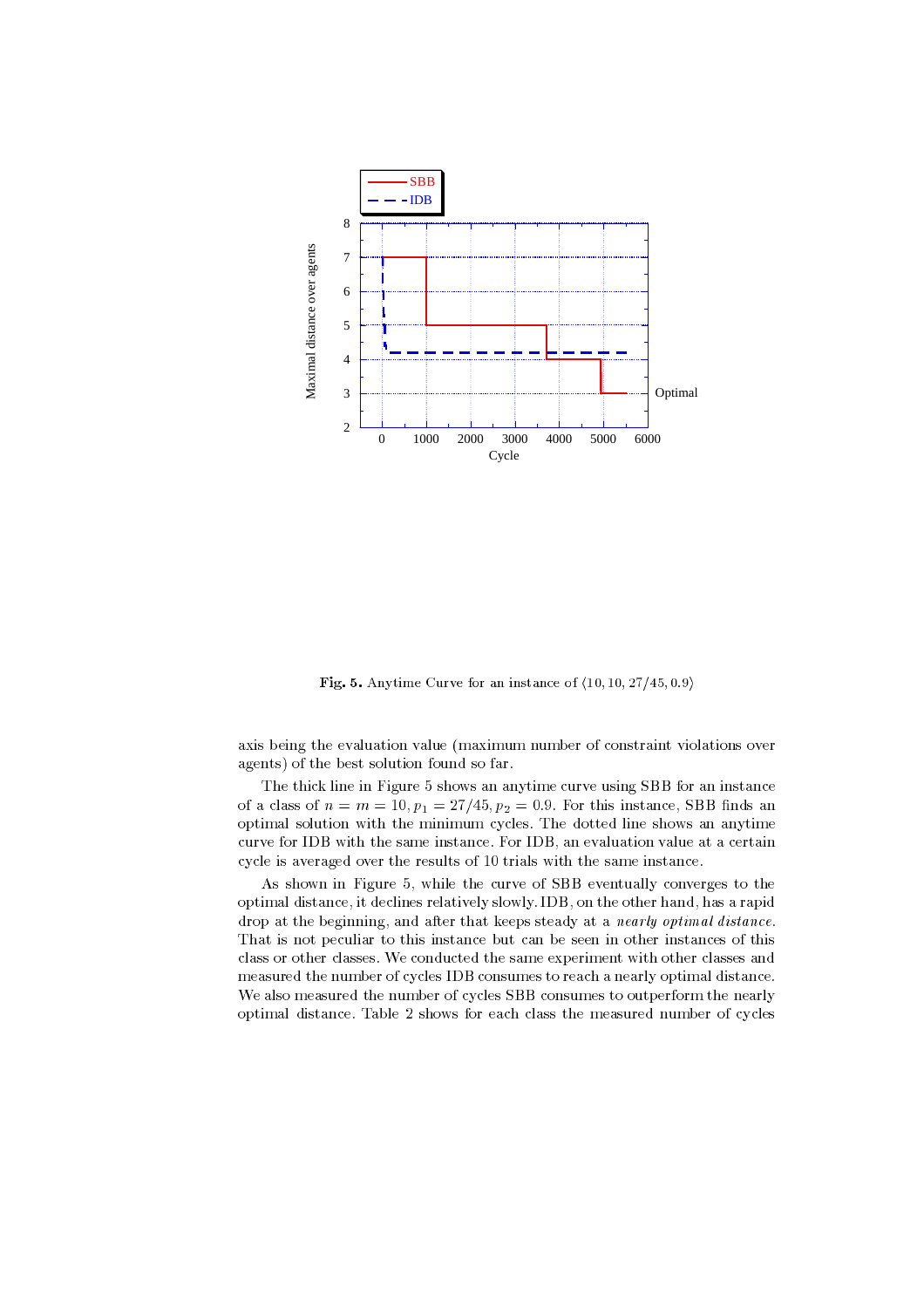**Fig. 5.** Anytime Curve for an instance of $\langle 10, 10, 27/45, 0.9\rangle$

axis being the evaluation value (maximum number of constraint violations over agents) of the best solution found so far.

The thick line in Figure 5 shows an anytime curve using SBB for an instance of a class of $n = m = 10, p_1 = 27/45, p_2 = 0.9$. For this instance, SBB finds an optimal solution with the minimum cycles. The dotted line shows an anytime curve for IDB with the same instance. For IDB, an evaluation value at a certain cycle is averaged over the results of 10 trials with the same instance.

As shown in Figure 5, while the curve of SBB eventually converges to the optimal distance, it declines relatively slowly. IDB, on the other hand, has a rapid drop at the beginning, and after that keeps steady at a *nearly optimal distance*. That is not peculiar to this instance but can be seen in other instances of this class or other classes. We conducted the same experiment with other classes and measured the number of cycles IDB consumes to reach a nearly optimal distance. We also measured the number of cycles SBB consumes to outperform the nearly optimal distance. Table 2 shows for each class the measured number of cycles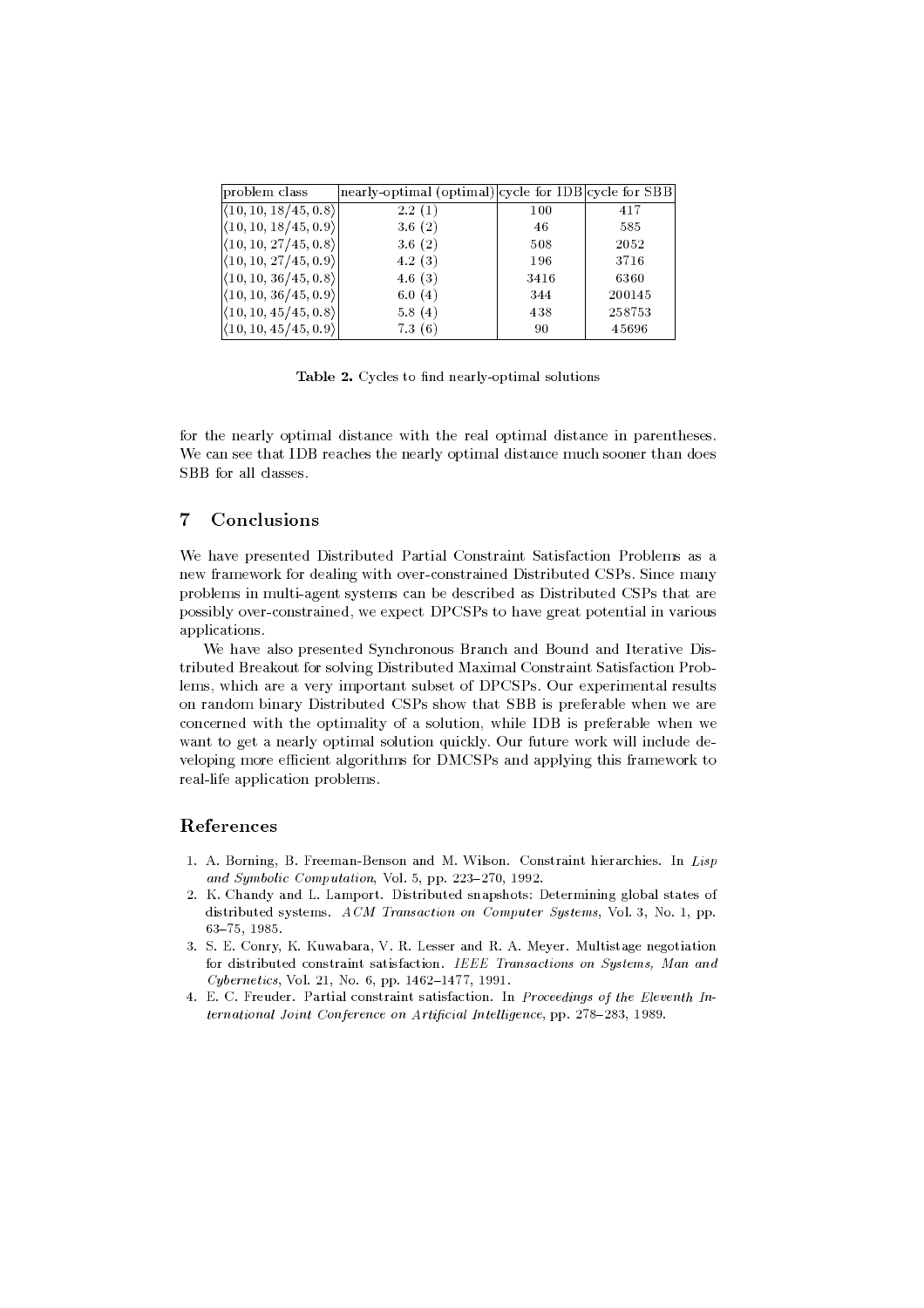| problem class | nearly-optimal (optimal) | cycle for IDB | cycle for SBB |
|---|---|---|---|
| $\langle 10, 10, 18/45, 0.8\rangle$ | 2.2 (1) | 100 | 417 |
| $\langle 10, 10, 18/45, 0.9\rangle$ | 3.6 (2) | 46 | 585 |
| $\langle 10, 10, 27/45, 0.8\rangle$ | 3.6 (2) | 508 | 2052 |
| $\langle 10, 10, 27/45, 0.9\rangle$ | 4.2 (3) | 196 | 3716 |
| $\langle 10, 10, 36/45, 0.8\rangle$ | 4.6 (3) | 3416 | 6360 |
| $\langle 10, 10, 36/45, 0.9\rangle$ | 6.0 (4) | 344 | 200145 |
| $\langle 10, 10, 45/45, 0.8\rangle$ | 5.8 (4) | 438 | 258753 |
| $\langle 10, 10, 45/45, 0.9\rangle$ | 7.3 (6) | 90 | 45696 |

**Table 2.** Cycles to find nearly-optimal solutions

for the nearly optimal distance with the real optimal distance in parentheses. We can see that IDB reaches the nearly optimal distance much sooner than does SBB for all classes.

## 7 Conclusions

We have presented Distributed Partial Constraint Satisfaction Problems as a new framework for dealing with over-constrained Distributed CSPs. Since many problems in multi-agent systems can be described as Distributed CSPs that are possibly over-constrained, we expect DPCSPs to have great potential in various applications.

We have also presented Synchronous Branch and Bound and Iterative Distributed Breakout for solving Distributed Maximal Constraint Satisfaction Problems, which are a very important subset of DPCSPs. Our experimental results on random binary Distributed CSPs show that SBB is preferable when we are concerned with the optimality of a solution, while IDB is preferable when we want to get a nearly optimal solution quickly. Our future work will include developing more efficient algorithms for DMCSPs and applying this framework to real-life application problems.

## References

1. A. Borning, B. Freeman-Benson and M. Wilson. Constraint hierarchies. In *Lisp and Symbolic Computation*, Vol. 5, pp. 223–270, 1992.
2. K. Chandy and L. Lamport. Distributed snapshots: Determining global states of distributed systems. *ACM Transaction on Computer Systems*, Vol. 3, No. 1, pp. 63–75, 1985.
3. S. E. Conry, K. Kuwabara, V. R. Lesser and R. A. Meyer. Multistage negotiation for distributed constraint satisfaction. *IEEE Transactions on Systems, Man and Cybernetics*, Vol. 21, No. 6, pp. 1462–1477, 1991.
4. E. C. Freuder. Partial constraint satisfaction. In *Proceedings of the Eleventh International Joint Conference on Artificial Intelligence*, pp. 278–283, 1989.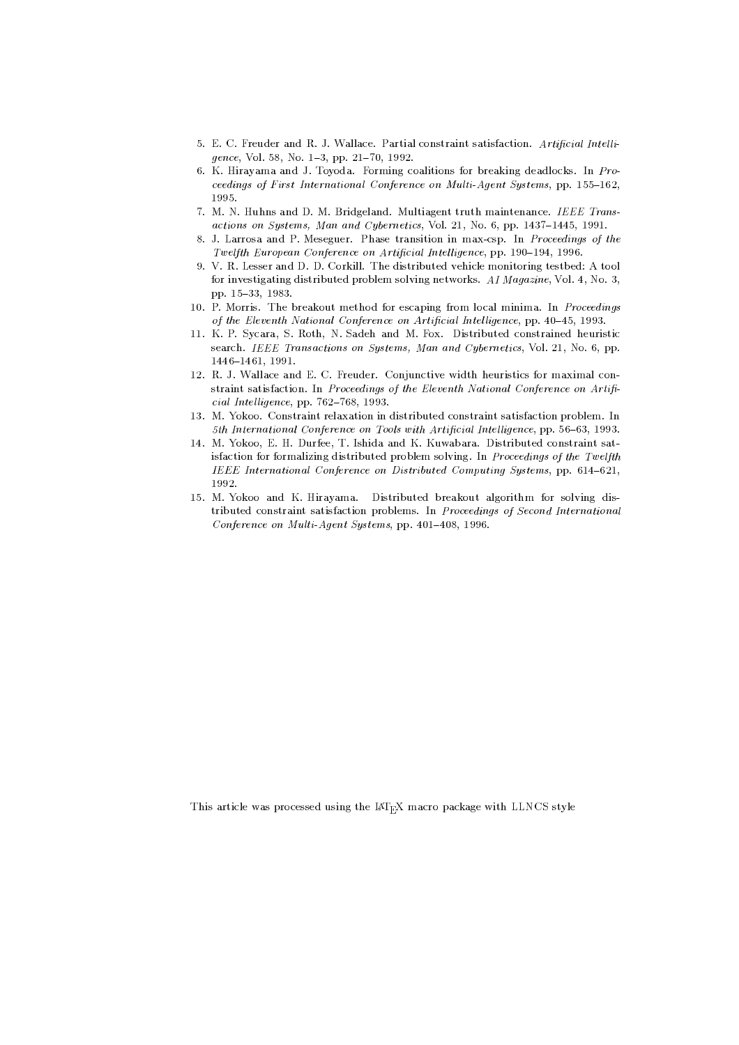5. E. C. Freuder and R. J. Wallace. Partial constraint satisfaction. *Artificial Intelligence*, Vol. 58, No. 1–3, pp. 21–70, 1992.
6. K. Hirayama and J. Toyoda. Forming coalitions for breaking deadlocks. In *Proceedings of First International Conference on Multi-Agent Systems*, pp. 155–162, 1995.
7. M. N. Huhns and D. M. Bridgeland. Multiagent truth maintenance. *IEEE Transactions on Systems, Man and Cybernetics*, Vol. 21, No. 6, pp. 1437–1445, 1991.
8. J. Larrosa and P. Meseguer. Phase transition in max-csp. In *Proceedings of the Twelfth European Conference on Artificial Intelligence*, pp. 190–194, 1996.
9. V. R. Lesser and D. D. Corkill. The distributed vehicle monitoring testbed: A tool for investigating distributed problem solving networks. *AI Magazine*, Vol. 4, No. 3, pp. 15–33, 1983.
10. P. Morris. The breakout method for escaping from local minima. In *Proceedings of the Eleventh National Conference on Artificial Intelligence*, pp. 40–45, 1993.
11. K. P. Sycara, S. Roth, N. Sadeh and M. Fox. Distributed constrained heuristic search. *IEEE Transactions on Systems, Man and Cybernetics*, Vol. 21, No. 6, pp. 1446–1461, 1991.
12. R. J. Wallace and E. C. Freuder. Conjunctive width heuristics for maximal constraint satisfaction. In *Proceedings of the Eleventh National Conference on Artificial Intelligence*, pp. 762–768, 1993.
13. M. Yokoo. Constraint relaxation in distributed constraint satisfaction problem. In *5th International Conference on Tools with Artificial Intelligence*, pp. 56–63, 1993.
14. M. Yokoo, E. H. Durfee, T. Ishida and K. Kuwabara. Distributed constraint satisfaction for formalizing distributed problem solving. In *Proceedings of the Twelfth IEEE International Conference on Distributed Computing Systems*, pp. 614–621, 1992.
15. M. Yokoo and K. Hirayama. Distributed breakout algorithm for solving distributed constraint satisfaction problems. In *Proceedings of Second International Conference on Multi-Agent Systems*, pp. 401–408, 1996.

This article was processed using the LaTeX macro package with LLNCS style